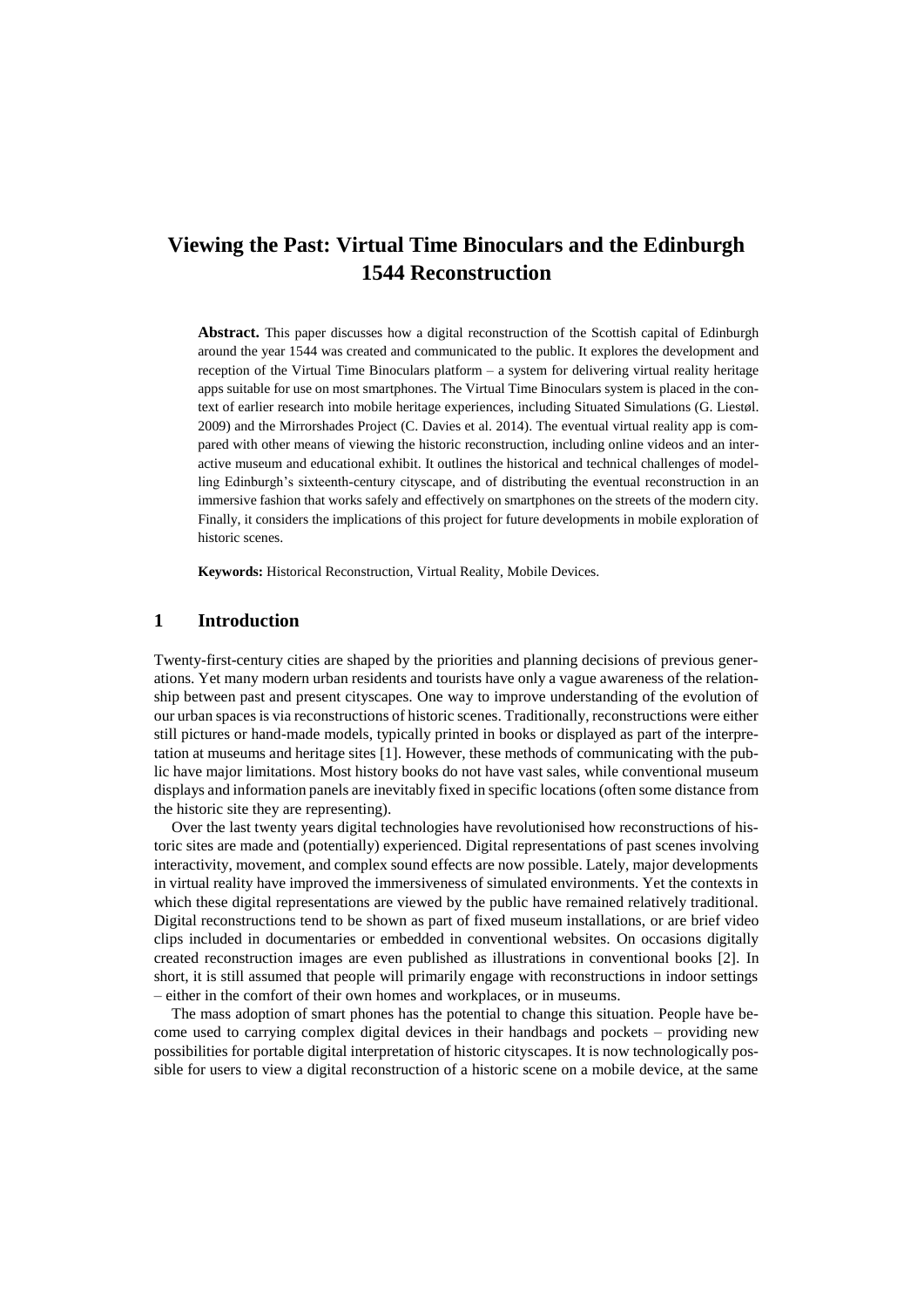# Viewing the Past: Virtual Time Binoculars and the Edinburgh 1544 Reconstruction

**Abstract.** This paper discusses how a digital reconstruction of the Scottish capital of Edinburgh around the year 1544 was created and communicated to the public. It explores the development and reception of the Virtual Time Binoculars platform – a system for delivering virtual reality heritage apps suitable for use on most smartphones. The Virtual Time Binoculars system is placed in the context of earlier research into mobile heritage experiences, including Situated Simulations (G. Liestøl. 2009) and the Mirrorshades Project (C. Davies et al. 2014). The eventual virtual reality app is compared with other means of viewing the historic reconstruction, including online videos and an interactive museum and educational exhibit. It outlines the historical and technical challenges of modelling Edinburgh's sixteenth-century cityscape, and of distributing the eventual reconstruction in an immersive fashion that works safely and effectively on smartphones on the streets of the modern city. Finally, it considers the implications of this project for future developments in mobile exploration of historic scenes.

**Keywords:** Historical Reconstruction, Virtual Reality, Mobile Devices.

## 1 Introduction

Twenty-first-century cities are shaped by the priorities and planning decisions of previous generations. Yet many modern urban residents and tourists have only a vague awareness of the relationship between past and present cityscapes. One way to improve understanding of the evolution of our urban spaces is via reconstructions of historic scenes. Traditionally, reconstructions were either still pictures or hand-made models, typically printed in books or displayed as part of the interpretation at museums and heritage sites [1]. However, these methods of communicating with the public have major limitations. Most history books do not have vast sales, while conventional museum displays and information panels are inevitably fixed in specific locations (often some distance from the historic site they are representing).

Over the last twenty years digital technologies have revolutionised how reconstructions of historic sites are made and (potentially) experienced. Digital representations of past scenes involving interactivity, movement, and complex sound effects are now possible. Lately, major developments in virtual reality have improved the immersiveness of simulated environments. Yet the contexts in which these digital representations are viewed by the public have remained relatively traditional. Digital reconstructions tend to be shown as part of fixed museum installations, or are brief video clips included in documentaries or embedded in conventional websites. On occasions digitally created reconstruction images are even published as illustrations in conventional books [2]. In short, it is still assumed that people will primarily engage with reconstructions in indoor settings – either in the comfort of their own homes and workplaces, or in museums.

The mass adoption of smart phones has the potential to change this situation. People have become used to carrying complex digital devices in their handbags and pockets – providing new possibilities for portable digital interpretation of historic cityscapes. It is now technologically possible for users to view a digital reconstruction of a historic scene on a mobile device, at the same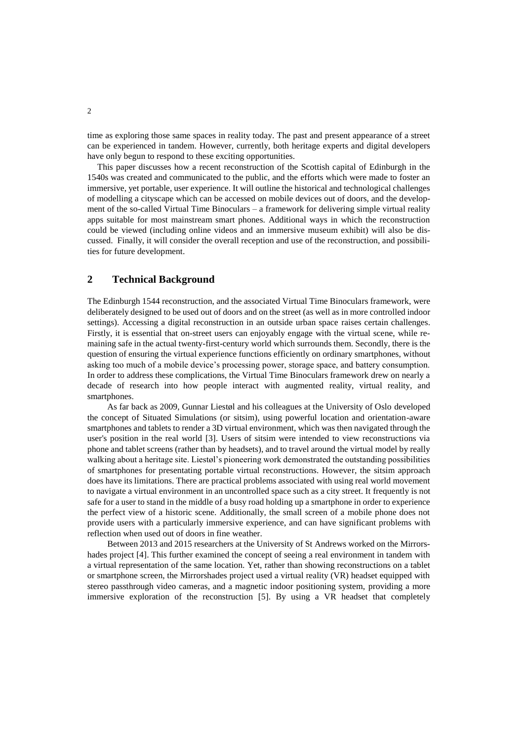time as exploring those same spaces in reality today. The past and present appearance of a street can be experienced in tandem. However, currently, both heritage experts and digital developers have only begun to respond to these exciting opportunities.

This paper discusses how a recent reconstruction of the Scottish capital of Edinburgh in the 1540s was created and communicated to the public, and the efforts which were made to foster an immersive, yet portable, user experience. It will outline the historical and technological challenges of modelling a cityscape which can be accessed on mobile devices out of doors, and the development of the so-called Virtual Time Binoculars – a framework for delivering simple virtual reality apps suitable for most mainstream smart phones. Additional ways in which the reconstruction could be viewed (including online videos and an immersive museum exhibit) will also be discussed. Finally, it will consider the overall reception and use of the reconstruction, and possibilities for future development.

## 2 Technical Background

The Edinburgh 1544 reconstruction, and the associated Virtual Time Binoculars framework, were deliberately designed to be used out of doors and on the street (as well as in more controlled indoor settings). Accessing a digital reconstruction in an outside urban space raises certain challenges. Firstly, it is essential that on-street users can enjoyably engage with the virtual scene, while remaining safe in the actual twenty-first-century world which surrounds them. Secondly, there is the question of ensuring the virtual experience functions efficiently on ordinary smartphones, without asking too much of a mobile device's processing power, storage space, and battery consumption. In order to address these complications, the Virtual Time Binoculars framework drew on nearly a decade of research into how people interact with augmented reality, virtual reality, and smartphones.

As far back as 2009, Gunnar Liestøl and his colleagues at the University of Oslo developed the concept of Situated Simulations (or sitsim), using powerful location and orientation-aware smartphones and tablets to render a 3D virtual environment, which was then navigated through the user's position in the real world [3]. Users of sitsim were intended to view reconstructions via phone and tablet screens (rather than by headsets), and to travel around the virtual model by really walking about a heritage site. Liestøl's pioneering work demonstrated the outstanding possibilities of smartphones for presentating portable virtual reconstructions. However, the sitsim approach does have its limitations. There are practical problems associated with using real world movement to navigate a virtual environment in an uncontrolled space such as a city street. It frequently is not safe for a user to stand in the middle of a busy road holding up a smartphone in order to experience the perfect view of a historic scene. Additionally, the small screen of a mobile phone does not provide users with a particularly immersive experience, and can have significant problems with reflection when used out of doors in fine weather.

Between 2013 and 2015 researchers at the University of St Andrews worked on the Mirrorshades project [4]. This further examined the concept of seeing a real environment in tandem with a virtual representation of the same location. Yet, rather than showing reconstructions on a tablet or smartphone screen, the Mirrorshades project used a virtual reality (VR) headset equipped with stereo passthrough video cameras, and a magnetic indoor positioning system, providing a more immersive exploration of the reconstruction [5]. By using a VR headset that completely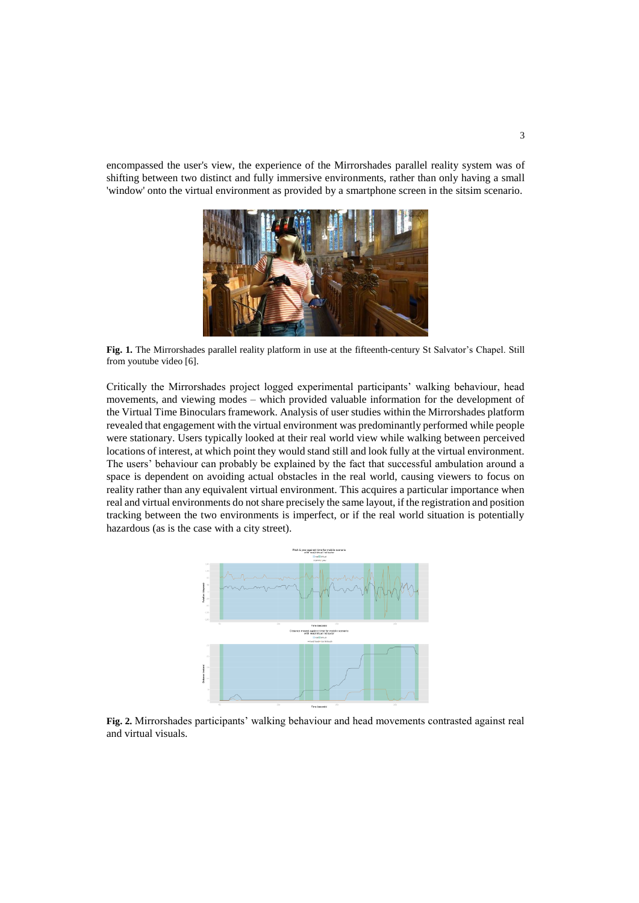encompassed the user's view, the experience of the Mirrorshades parallel reality system was of shifting between two distinct and fully immersive environments, rather than only having a small 'window' onto the virtual environment as provided by a smartphone screen in the sitsim scenario.

**Fig. 1.** The Mirrorshades parallel reality platform in use at the fifteenth-century St Salvator's Chapel. Still from youtube video [6].

Critically the Mirrorshades project logged experimental participants' walking behaviour, head movements, and viewing modes – which provided valuable information for the development of the Virtual Time Binoculars framework. Analysis of user studies within the Mirrorshades platform revealed that engagement with the virtual environment was predominantly performed while people were stationary. Users typically looked at their real world view while walking between perceived locations of interest, at which point they would stand still and look fully at the virtual environment. The users' behaviour can probably be explained by the fact that successful ambulation around a space is dependent on avoiding actual obstacles in the real world, causing viewers to focus on reality rather than any equivalent virtual environment. This acquires a particular importance when real and virtual environments do not share precisely the same layout, if the registration and position tracking between the two environments is imperfect, or if the real world situation is potentially hazardous (as is the case with a city street).

**Fig. 2.** Mirrorshades participants' walking behaviour and head movements contrasted against real and virtual visuals.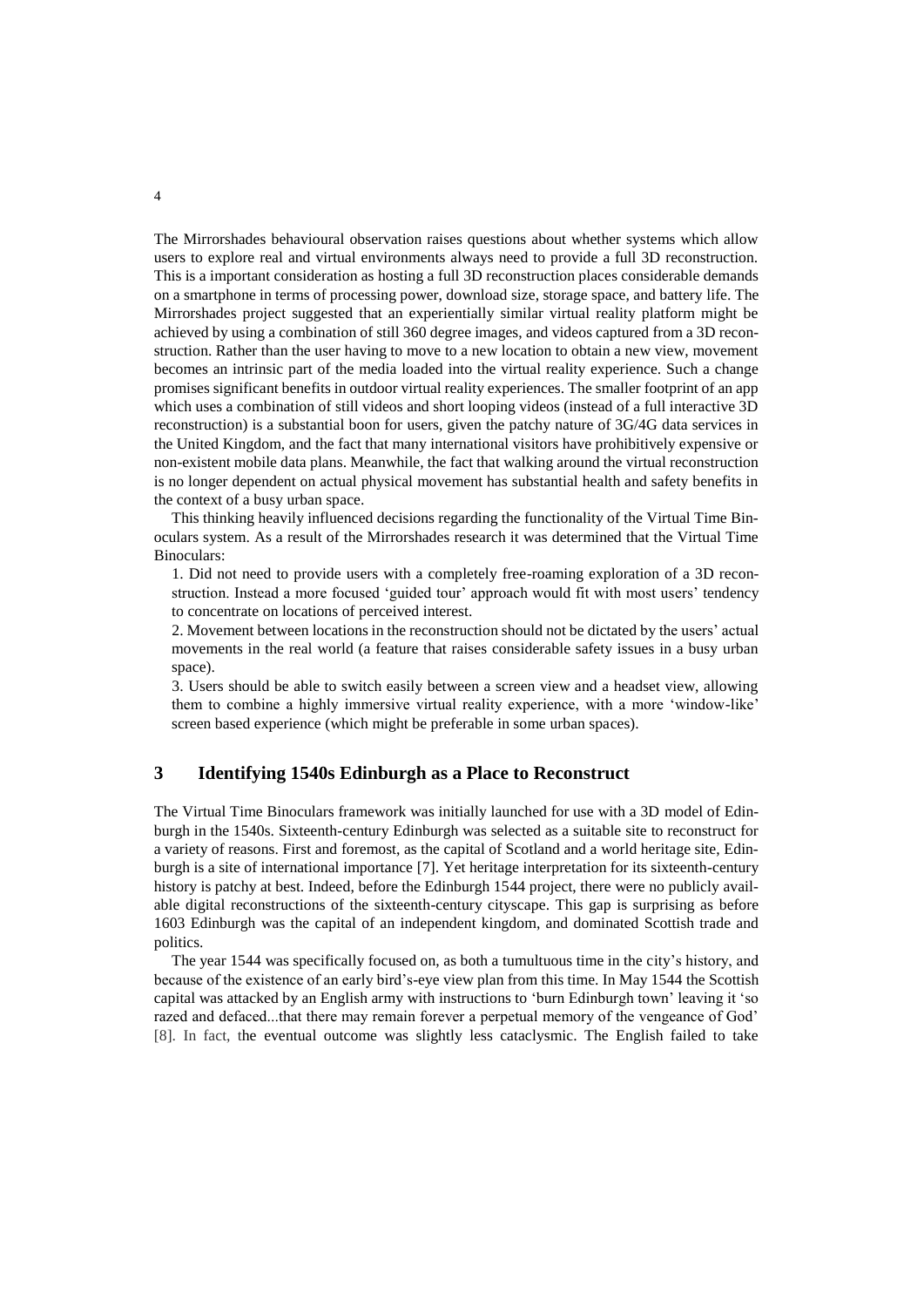The Mirrorshades behavioural observation raises questions about whether systems which allow users to explore real and virtual environments always need to provide a full 3D reconstruction. This is a important consideration as hosting a full 3D reconstruction places considerable demands on a smartphone in terms of processing power, download size, storage space, and battery life. The Mirrorshades project suggested that an experientially similar virtual reality platform might be achieved by using a combination of still 360 degree images, and videos captured from a 3D reconstruction. Rather than the user having to move to a new location to obtain a new view, movement becomes an intrinsic part of the media loaded into the virtual reality experience. Such a change promises significant benefits in outdoor virtual reality experiences. The smaller footprint of an app which uses a combination of still videos and short looping videos (instead of a full interactive 3D reconstruction) is a substantial boon for users, given the patchy nature of 3G/4G data services in the United Kingdom, and the fact that many international visitors have prohibitively expensive or non-existent mobile data plans. Meanwhile, the fact that walking around the virtual reconstruction is no longer dependent on actual physical movement has substantial health and safety benefits in the context of a busy urban space.

This thinking heavily influenced decisions regarding the functionality of the Virtual Time Binoculars system. As a result of the Mirrorshades research it was determined that the Virtual Time Binoculars:

1. Did not need to provide users with a completely free-roaming exploration of a 3D reconstruction. Instead a more focused 'guided tour' approach would fit with most users' tendency to concentrate on locations of perceived interest.
2. Movement between locations in the reconstruction should not be dictated by the users' actual movements in the real world (a feature that raises considerable safety issues in a busy urban space).
3. Users should be able to switch easily between a screen view and a headset view, allowing them to combine a highly immersive virtual reality experience, with a more 'window-like' screen based experience (which might be preferable in some urban spaces).

## 3 Identifying 1540s Edinburgh as a Place to Reconstruct

The Virtual Time Binoculars framework was initially launched for use with a 3D model of Edinburgh in the 1540s. Sixteenth-century Edinburgh was selected as a suitable site to reconstruct for a variety of reasons. First and foremost, as the capital of Scotland and a world heritage site, Edinburgh is a site of international importance [7]. Yet heritage interpretation for its sixteenth-century history is patchy at best. Indeed, before the Edinburgh 1544 project, there were no publicly available digital reconstructions of the sixteenth-century cityscape. This gap is surprising as before 1603 Edinburgh was the capital of an independent kingdom, and dominated Scottish trade and politics.

The year 1544 was specifically focused on, as both a tumultuous time in the city's history, and because of the existence of an early bird's-eye view plan from this time. In May 1544 the Scottish capital was attacked by an English army with instructions to 'burn Edinburgh town' leaving it 'so razed and defaced...that there may remain forever a perpetual memory of the vengeance of God' [8]. In fact, the eventual outcome was slightly less cataclysmic. The English failed to take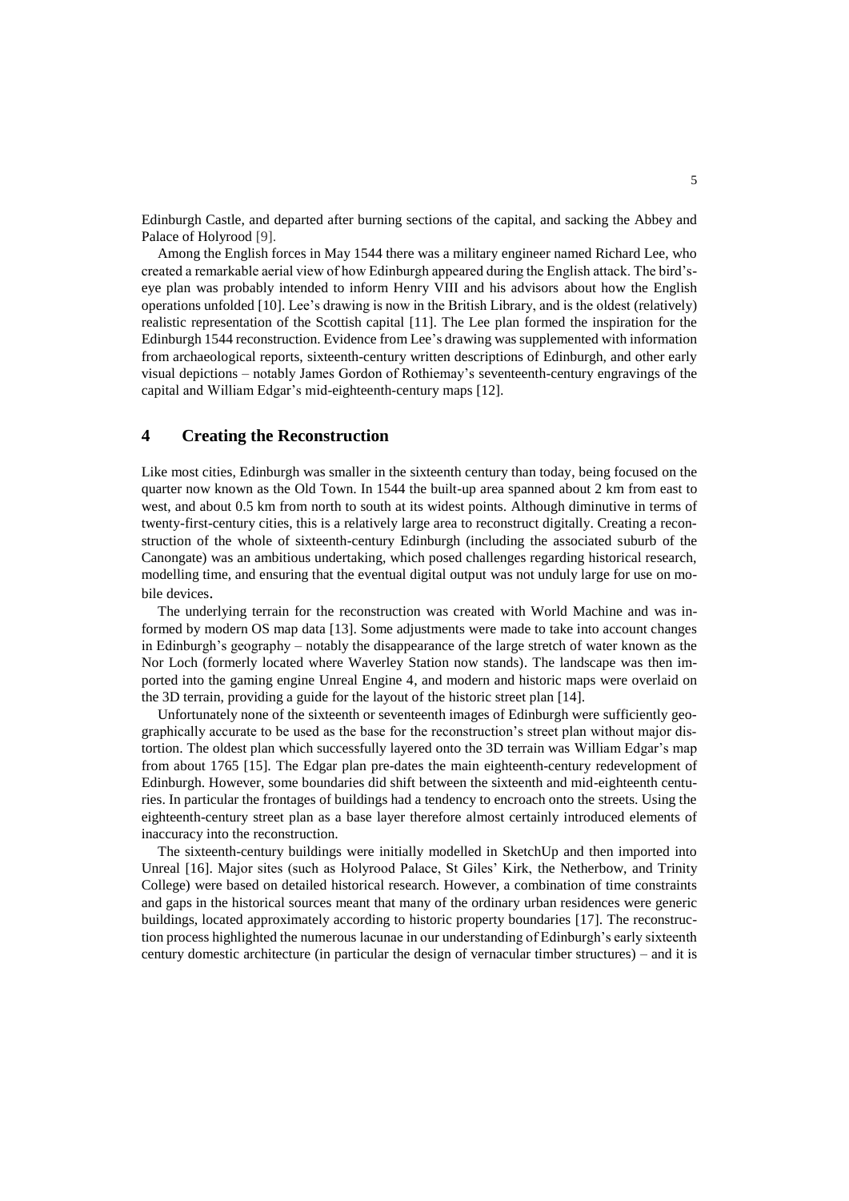Edinburgh Castle, and departed after burning sections of the capital, and sacking the Abbey and Palace of Holyrood [9].

Among the English forces in May 1544 there was a military engineer named Richard Lee, who created a remarkable aerial view of how Edinburgh appeared during the English attack. The bird's-eye plan was probably intended to inform Henry VIII and his advisors about how the English operations unfolded [10]. Lee's drawing is now in the British Library, and is the oldest (relatively) realistic representation of the Scottish capital [11]. The Lee plan formed the inspiration for the Edinburgh 1544 reconstruction. Evidence from Lee's drawing was supplemented with information from archaeological reports, sixteenth-century written descriptions of Edinburgh, and other early visual depictions – notably James Gordon of Rothiemay's seventeenth-century engravings of the capital and William Edgar's mid-eighteenth-century maps [12].

## 4 Creating the Reconstruction

Like most cities, Edinburgh was smaller in the sixteenth century than today, being focused on the quarter now known as the Old Town. In 1544 the built-up area spanned about 2 km from east to west, and about 0.5 km from north to south at its widest points. Although diminutive in terms of twenty-first-century cities, this is a relatively large area to reconstruct digitally. Creating a reconstruction of the whole of sixteenth-century Edinburgh (including the associated suburb of the Canongate) was an ambitious undertaking, which posed challenges regarding historical research, modelling time, and ensuring that the eventual digital output was not unduly large for use on mobile devices.

The underlying terrain for the reconstruction was created with World Machine and was informed by modern OS map data [13]. Some adjustments were made to take into account changes in Edinburgh's geography – notably the disappearance of the large stretch of water known as the Nor Loch (formerly located where Waverley Station now stands). The landscape was then imported into the gaming engine Unreal Engine 4, and modern and historic maps were overlaid on the 3D terrain, providing a guide for the layout of the historic street plan [14].

Unfortunately none of the sixteenth or seventeenth images of Edinburgh were sufficiently geographically accurate to be used as the base for the reconstruction's street plan without major distortion. The oldest plan which successfully layered onto the 3D terrain was William Edgar's map from about 1765 [15]. The Edgar plan pre-dates the main eighteenth-century redevelopment of Edinburgh. However, some boundaries did shift between the sixteenth and mid-eighteenth centuries. In particular the frontages of buildings had a tendency to encroach onto the streets. Using the eighteenth-century street plan as a base layer therefore almost certainly introduced elements of inaccuracy into the reconstruction.

The sixteenth-century buildings were initially modelled in SketchUp and then imported into Unreal [16]. Major sites (such as Holyrood Palace, St Giles' Kirk, the Netherbow, and Trinity College) were based on detailed historical research. However, a combination of time constraints and gaps in the historical sources meant that many of the ordinary urban residences were generic buildings, located approximately according to historic property boundaries [17]. The reconstruction process highlighted the numerous lacunae in our understanding of Edinburgh's early sixteenth century domestic architecture (in particular the design of vernacular timber structures) – and it is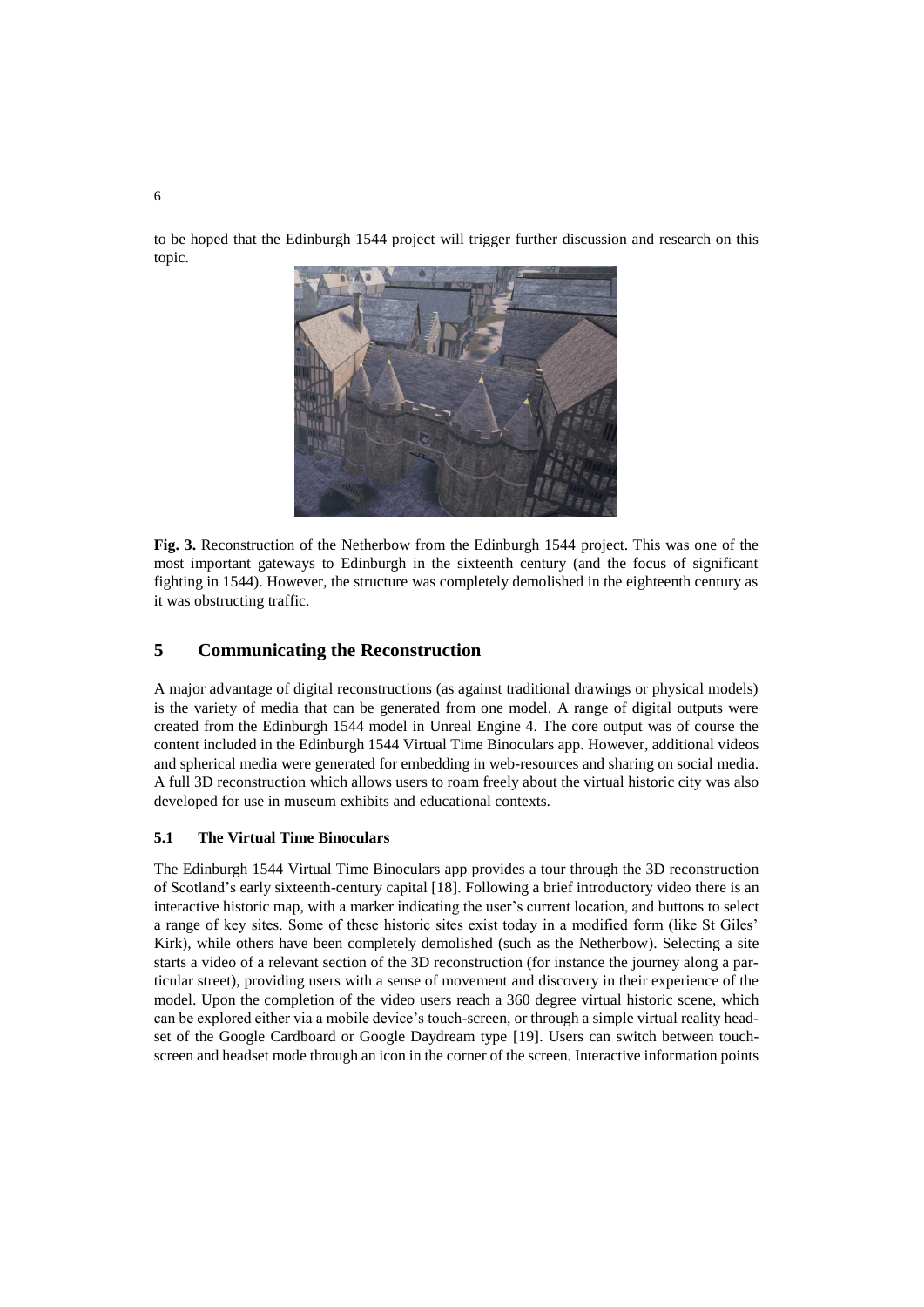to be hoped that the Edinburgh 1544 project will trigger further discussion and research on this topic.

**Fig. 3.** Reconstruction of the Netherbow from the Edinburgh 1544 project. This was one of the most important gateways to Edinburgh in the sixteenth century (and the focus of significant fighting in 1544). However, the structure was completely demolished in the eighteenth century as it was obstructing traffic.

## 5 Communicating the Reconstruction

A major advantage of digital reconstructions (as against traditional drawings or physical models) is the variety of media that can be generated from one model. A range of digital outputs were created from the Edinburgh 1544 model in Unreal Engine 4. The core output was of course the content included in the Edinburgh 1544 Virtual Time Binoculars app. However, additional videos and spherical media were generated for embedding in web-resources and sharing on social media. A full 3D reconstruction which allows users to roam freely about the virtual historic city was also developed for use in museum exhibits and educational contexts.

### 5.1 The Virtual Time Binoculars

The Edinburgh 1544 Virtual Time Binoculars app provides a tour through the 3D reconstruction of Scotland's early sixteenth-century capital [18]. Following a brief introductory video there is an interactive historic map, with a marker indicating the user's current location, and buttons to select a range of key sites. Some of these historic sites exist today in a modified form (like St Giles' Kirk), while others have been completely demolished (such as the Netherbow). Selecting a site starts a video of a relevant section of the 3D reconstruction (for instance the journey along a particular street), providing users with a sense of movement and discovery in their experience of the model. Upon the completion of the video users reach a 360 degree virtual historic scene, which can be explored either via a mobile device's touch-screen, or through a simple virtual reality headset of the Google Cardboard or Google Daydream type [19]. Users can switch between touch-screen and headset mode through an icon in the corner of the screen. Interactive information points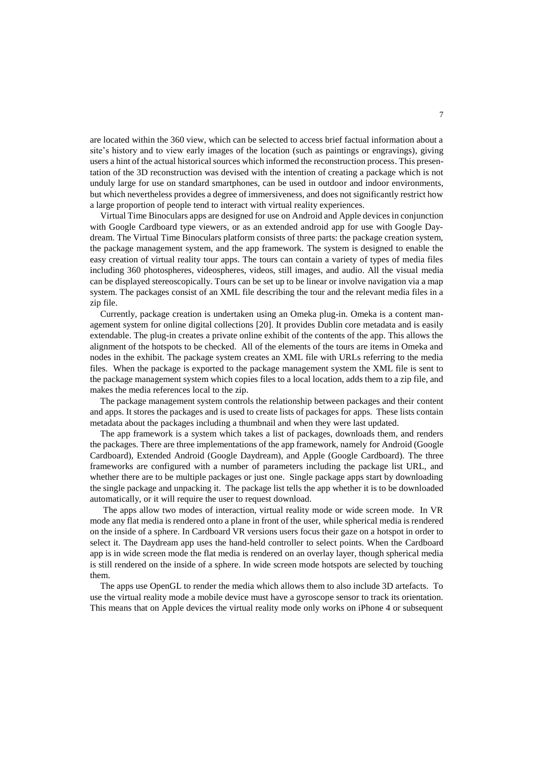are located within the 360 view, which can be selected to access brief factual information about a site's history and to view early images of the location (such as paintings or engravings), giving users a hint of the actual historical sources which informed the reconstruction process. This presentation of the 3D reconstruction was devised with the intention of creating a package which is not unduly large for use on standard smartphones, can be used in outdoor and indoor environments, but which nevertheless provides a degree of immersiveness, and does not significantly restrict how a large proportion of people tend to interact with virtual reality experiences.

Virtual Time Binoculars apps are designed for use on Android and Apple devices in conjunction with Google Cardboard type viewers, or as an extended android app for use with Google Daydream. The Virtual Time Binoculars platform consists of three parts: the package creation system, the package management system, and the app framework. The system is designed to enable the easy creation of virtual reality tour apps. The tours can contain a variety of types of media files including 360 photospheres, videospheres, videos, still images, and audio. All the visual media can be displayed stereoscopically. Tours can be set up to be linear or involve navigation via a map system. The packages consist of an XML file describing the tour and the relevant media files in a zip file.

Currently, package creation is undertaken using an Omeka plug-in. Omeka is a content management system for online digital collections [20]. It provides Dublin core metadata and is easily extendable. The plug-in creates a private online exhibit of the contents of the app. This allows the alignment of the hotspots to be checked. All of the elements of the tours are items in Omeka and nodes in the exhibit. The package system creates an XML file with URLs referring to the media files. When the package is exported to the package management system the XML file is sent to the package management system which copies files to a local location, adds them to a zip file, and makes the media references local to the zip.

The package management system controls the relationship between packages and their content and apps. It stores the packages and is used to create lists of packages for apps. These lists contain metadata about the packages including a thumbnail and when they were last updated.

The app framework is a system which takes a list of packages, downloads them, and renders the packages. There are three implementations of the app framework, namely for Android (Google Cardboard), Extended Android (Google Daydream), and Apple (Google Cardboard). The three frameworks are configured with a number of parameters including the package list URL, and whether there are to be multiple packages or just one. Single package apps start by downloading the single package and unpacking it. The package list tells the app whether it is to be downloaded automatically, or it will require the user to request download.

The apps allow two modes of interaction, virtual reality mode or wide screen mode. In VR mode any flat media is rendered onto a plane in front of the user, while spherical media is rendered on the inside of a sphere. In Cardboard VR versions users focus their gaze on a hotspot in order to select it. The Daydream app uses the hand-held controller to select points. When the Cardboard app is in wide screen mode the flat media is rendered on an overlay layer, though spherical media is still rendered on the inside of a sphere. In wide screen mode hotspots are selected by touching them.

The apps use OpenGL to render the media which allows them to also include 3D artefacts. To use the virtual reality mode a mobile device must have a gyroscope sensor to track its orientation. This means that on Apple devices the virtual reality mode only works on iPhone 4 or subsequent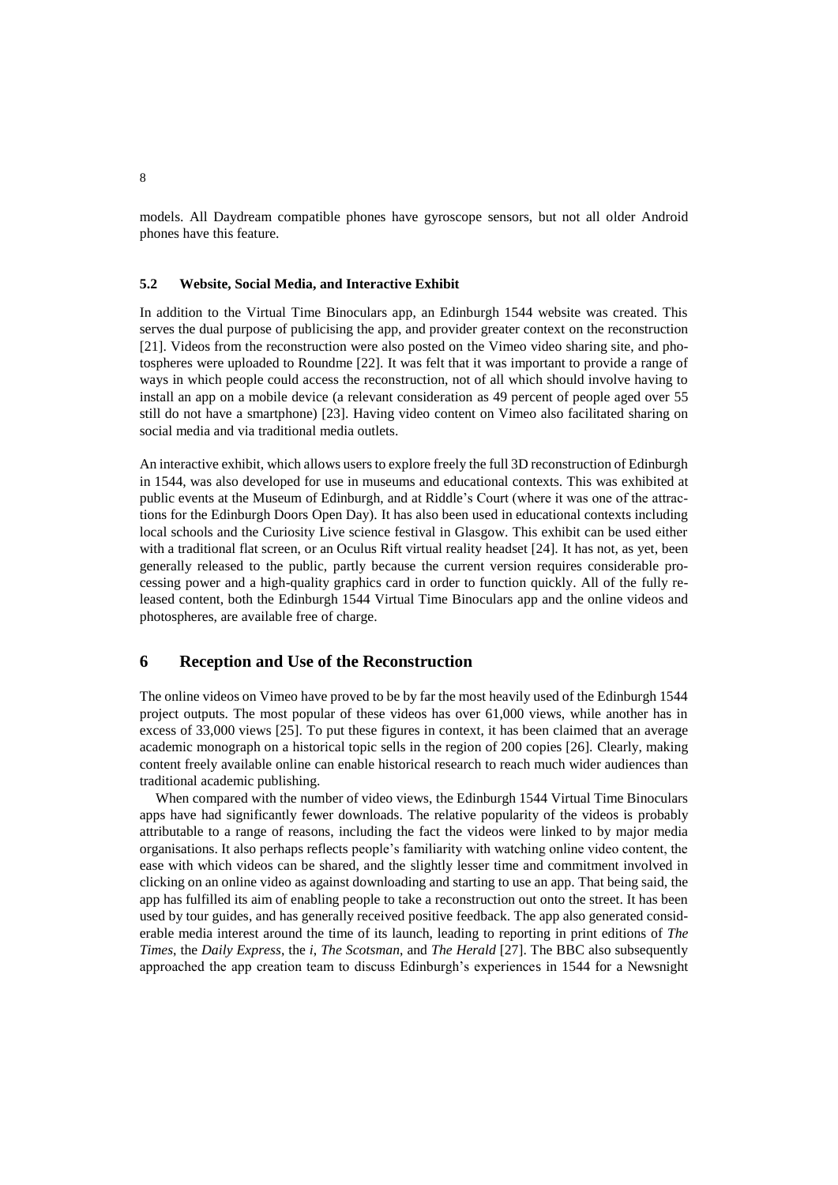models. All Daydream compatible phones have gyroscope sensors, but not all older Android phones have this feature.

### 5.2 Website, Social Media, and Interactive Exhibit

In addition to the Virtual Time Binoculars app, an Edinburgh 1544 website was created. This serves the dual purpose of publicising the app, and provider greater context on the reconstruction [21]. Videos from the reconstruction were also posted on the Vimeo video sharing site, and photospheres were uploaded to Roundme [22]. It was felt that it was important to provide a range of ways in which people could access the reconstruction, not of all which should involve having to install an app on a mobile device (a relevant consideration as 49 percent of people aged over 55 still do not have a smartphone) [23]. Having video content on Vimeo also facilitated sharing on social media and via traditional media outlets.

An interactive exhibit, which allows users to explore freely the full 3D reconstruction of Edinburgh in 1544, was also developed for use in museums and educational contexts. This was exhibited at public events at the Museum of Edinburgh, and at Riddle's Court (where it was one of the attractions for the Edinburgh Doors Open Day). It has also been used in educational contexts including local schools and the Curiosity Live science festival in Glasgow. This exhibit can be used either with a traditional flat screen, or an Oculus Rift virtual reality headset [24]. It has not, as yet, been generally released to the public, partly because the current version requires considerable processing power and a high-quality graphics card in order to function quickly. All of the fully released content, both the Edinburgh 1544 Virtual Time Binoculars app and the online videos and photospheres, are available free of charge.

## 6 Reception and Use of the Reconstruction

The online videos on Vimeo have proved to be by far the most heavily used of the Edinburgh 1544 project outputs. The most popular of these videos has over 61,000 views, while another has in excess of 33,000 views [25]. To put these figures in context, it has been claimed that an average academic monograph on a historical topic sells in the region of 200 copies [26]. Clearly, making content freely available online can enable historical research to reach much wider audiences than traditional academic publishing.

When compared with the number of video views, the Edinburgh 1544 Virtual Time Binoculars apps have had significantly fewer downloads. The relative popularity of the videos is probably attributable to a range of reasons, including the fact the videos were linked to by major media organisations. It also perhaps reflects people's familiarity with watching online video content, the ease with which videos can be shared, and the slightly lesser time and commitment involved in clicking on an online video as against downloading and starting to use an app. That being said, the app has fulfilled its aim of enabling people to take a reconstruction out onto the street. It has been used by tour guides, and has generally received positive feedback. The app also generated considerable media interest around the time of its launch, leading to reporting in print editions of *The Times*, the *Daily Express*, the *i*, *The Scotsman*, and *The Herald* [27]. The BBC also subsequently approached the app creation team to discuss Edinburgh's experiences in 1544 for a Newsnight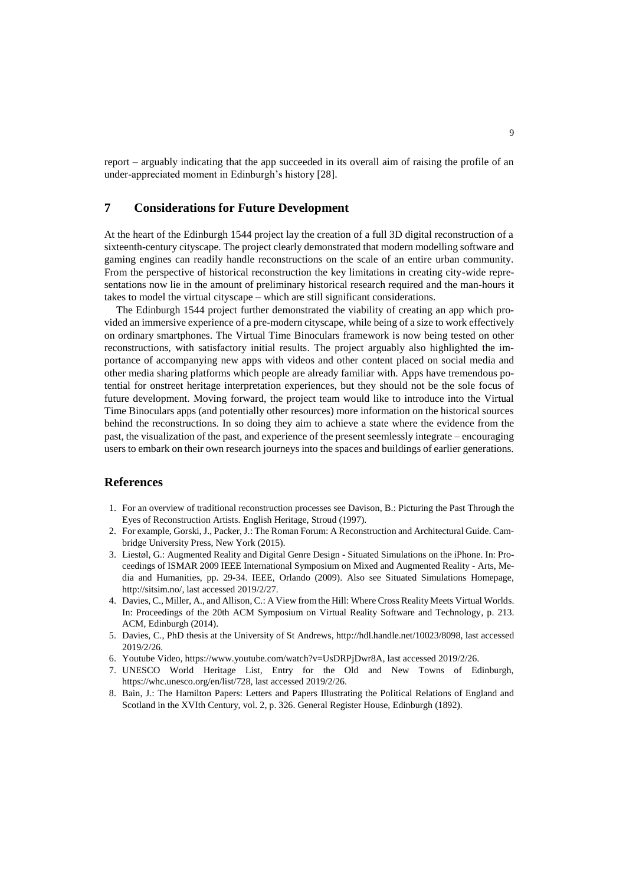report – arguably indicating that the app succeeded in its overall aim of raising the profile of an under-appreciated moment in Edinburgh's history [28].

## 7 Considerations for Future Development

At the heart of the Edinburgh 1544 project lay the creation of a full 3D digital reconstruction of a sixteenth-century cityscape. The project clearly demonstrated that modern modelling software and gaming engines can readily handle reconstructions on the scale of an entire urban community. From the perspective of historical reconstruction the key limitations in creating city-wide representations now lie in the amount of preliminary historical research required and the man-hours it takes to model the virtual cityscape – which are still significant considerations.

The Edinburgh 1544 project further demonstrated the viability of creating an app which provided an immersive experience of a pre-modern cityscape, while being of a size to work effectively on ordinary smartphones. The Virtual Time Binoculars framework is now being tested on other reconstructions, with satisfactory initial results. The project arguably also highlighted the importance of accompanying new apps with videos and other content placed on social media and other media sharing platforms which people are already familiar with. Apps have tremendous potential for onstreet heritage interpretation experiences, but they should not be the sole focus of future development. Moving forward, the project team would like to introduce into the Virtual Time Binoculars apps (and potentially other resources) more information on the historical sources behind the reconstructions. In so doing they aim to achieve a state where the evidence from the past, the visualization of the past, and experience of the present seemlessly integrate – encouraging users to embark on their own research journeys into the spaces and buildings of earlier generations.

## References

1. For an overview of traditional reconstruction processes see Davison, B.: Picturing the Past Through the Eyes of Reconstruction Artists. English Heritage, Stroud (1997).
2. For example, Gorski, J., Packer, J.: The Roman Forum: A Reconstruction and Architectural Guide. Cambridge University Press, New York (2015).
3. Liestøl, G.: Augmented Reality and Digital Genre Design - Situated Simulations on the iPhone. In: Proceedings of ISMAR 2009 IEEE International Symposium on Mixed and Augmented Reality - Arts, Media and Humanities, pp. 29-34. IEEE, Orlando (2009). Also see Situated Simulations Homepage, http://sitsim.no/, last accessed 2019/2/27.
4. Davies, C., Miller, A., and Allison, C.: A View from the Hill: Where Cross Reality Meets Virtual Worlds. In: Proceedings of the 20th ACM Symposium on Virtual Reality Software and Technology, p. 213. ACM, Edinburgh (2014).
5. Davies, C., PhD thesis at the University of St Andrews, http://hdl.handle.net/10023/8098, last accessed 2019/2/26.
6. Youtube Video, https://www.youtube.com/watch?v=UsDRPjDwr8A, last accessed 2019/2/26.
7. UNESCO World Heritage List, Entry for the Old and New Towns of Edinburgh, https://whc.unesco.org/en/list/728, last accessed 2019/2/26.
8. Bain, J.: The Hamilton Papers: Letters and Papers Illustrating the Political Relations of England and Scotland in the XVIth Century, vol. 2, p. 326. General Register House, Edinburgh (1892).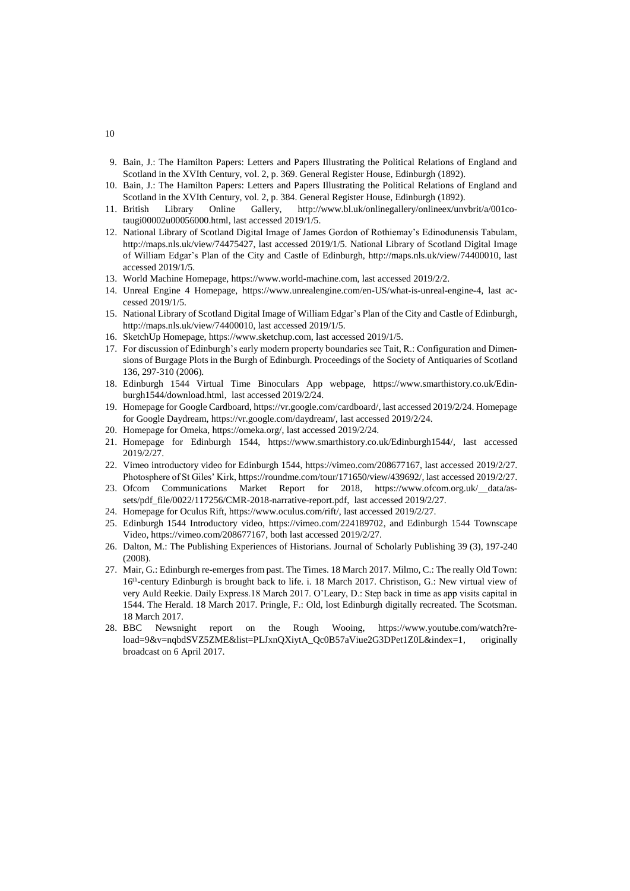9. Bain, J.: The Hamilton Papers: Letters and Papers Illustrating the Political Relations of England and Scotland in the XVIth Century, vol. 2, p. 369. General Register House, Edinburgh (1892).
10. Bain, J.: The Hamilton Papers: Letters and Papers Illustrating the Political Relations of England and Scotland in the XVIth Century, vol. 2, p. 384. General Register House, Edinburgh (1892).
11. British Library Online Gallery, http://www.bl.uk/onlinegallery/onlineex/unvbrit/a/001cotaugi00002u00056000.html, last accessed 2019/1/5.
12. National Library of Scotland Digital Image of James Gordon of Rothiemay's Edinodunensis Tabulam, http://maps.nls.uk/view/74475427, last accessed 2019/1/5. National Library of Scotland Digital Image of William Edgar's Plan of the City and Castle of Edinburgh, http://maps.nls.uk/view/74400010, last accessed 2019/1/5.
13. World Machine Homepage, https://www.world-machine.com, last accessed 2019/2/2.
14. Unreal Engine 4 Homepage, https://www.unrealengine.com/en-US/what-is-unreal-engine-4, last accessed 2019/1/5.
15. National Library of Scotland Digital Image of William Edgar's Plan of the City and Castle of Edinburgh, http://maps.nls.uk/view/74400010, last accessed 2019/1/5.
16. SketchUp Homepage, https://www.sketchup.com, last accessed 2019/1/5.
17. For discussion of Edinburgh's early modern property boundaries see Tait, R.: Configuration and Dimensions of Burgage Plots in the Burgh of Edinburgh. Proceedings of the Society of Antiquaries of Scotland 136, 297-310 (2006).
18. Edinburgh 1544 Virtual Time Binoculars App webpage, https://www.smarthistory.co.uk/Edinburgh1544/download.html, last accessed 2019/2/24.
19. Homepage for Google Cardboard, https://vr.google.com/cardboard/, last accessed 2019/2/24. Homepage for Google Daydream, https://vr.google.com/daydream/, last accessed 2019/2/24.
20. Homepage for Omeka, https://omeka.org/, last accessed 2019/2/24.
21. Homepage for Edinburgh 1544, https://www.smarthistory.co.uk/Edinburgh1544/, last accessed 2019/2/27.
22. Vimeo introductory video for Edinburgh 1544, https://vimeo.com/208677167, last accessed 2019/2/27. Photosphere of St Giles' Kirk, https://roundme.com/tour/171650/view/439692/, last accessed 2019/2/27.
23. Ofcom Communications Market Report for 2018, https://www.ofcom.org.uk/__data/assets/pdf_file/0022/117256/CMR-2018-narrative-report.pdf, last accessed 2019/2/27.
24. Homepage for Oculus Rift, https://www.oculus.com/rift/, last accessed 2019/2/27.
25. Edinburgh 1544 Introductory video, https://vimeo.com/224189702, and Edinburgh 1544 Townscape Video, https://vimeo.com/208677167, both last accessed 2019/2/27.
26. Dalton, M.: The Publishing Experiences of Historians. Journal of Scholarly Publishing 39 (3), 197-240 (2008).
27. Mair, G.: Edinburgh re-emerges from past. The Times. 18 March 2017. Milmo, C.: The really Old Town: 16th-century Edinburgh is brought back to life. i. 18 March 2017. Christison, G.: New virtual view of very Auld Reekie. Daily Express.18 March 2017. O'Leary, D.: Step back in time as app visits capital in 1544. The Herald. 18 March 2017. Pringle, F.: Old, lost Edinburgh digitally recreated. The Scotsman. 18 March 2017.
28. BBC Newsnight report on the Rough Wooing, https://www.youtube.com/watch?reload=9&v=nqbdSVZ5ZME&list=PLJxnQXiytA_Qc0B57aViue2G3DPet1Z0L&index=1, originally broadcast on 6 April 2017.